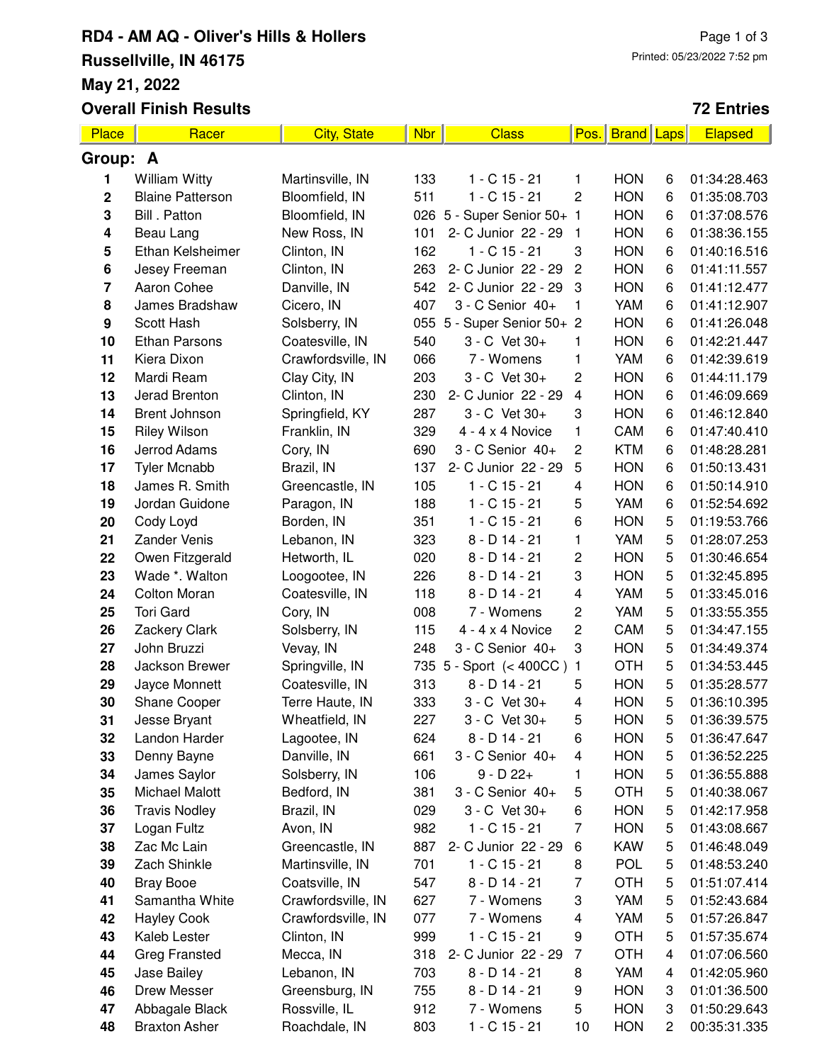# RD4 - AM AQ - Oliver's Hills & Hollers

## Russellville, IN 46175

## May 21, 2022

## Overall Finish Results

Printed: 05/23/2022 7:52 pm

**72 Entries**

| Place | Racer | City, State | Nbr | Class | Pos. | Brand | Laps | Elapsed |
|---|---|---|---|---|---|---|---|---|
| **Group: A** | | | | | | | | |
| 1 | William Witty | Martinsville, IN | 133 | 1 - C 15 - 21 | 1 | HON | 6 | 01:34:28.463 |
| 2 | Blaine Patterson | Bloomfield, IN | 511 | 1 - C 15 - 21 | 2 | HON | 6 | 01:35:08.703 |
| 3 | Bill . Patton | Bloomfield, IN | 026 | 5 - Super Senior 50+ | 1 | HON | 6 | 01:37:08.576 |
| 4 | Beau Lang | New Ross, IN | 101 | 2- C Junior 22 - 29 | 1 | HON | 6 | 01:38:36.155 |
| 5 | Ethan Kelsheimer | Clinton, IN | 162 | 1 - C 15 - 21 | 3 | HON | 6 | 01:40:16.516 |
| 6 | Jesey Freeman | Clinton, IN | 263 | 2- C Junior 22 - 29 | 2 | HON | 6 | 01:41:11.557 |
| 7 | Aaron Cohee | Danville, IN | 542 | 2- C Junior 22 - 29 | 3 | HON | 6 | 01:41:12.477 |
| 8 | James Bradshaw | Cicero, IN | 407 | 3 - C Senior 40+ | 1 | YAM | 6 | 01:41:12.907 |
| 9 | Scott Hash | Solsberry, IN | 055 | 5 - Super Senior 50+ | 2 | HON | 6 | 01:41:26.048 |
| 10 | Ethan Parsons | Coatesville, IN | 540 | 3 - C Vet 30+ | 1 | HON | 6 | 01:42:21.447 |
| 11 | Kiera Dixon | Crawfordsville, IN | 066 | 7 - Womens | 1 | YAM | 6 | 01:42:39.619 |
| 12 | Mardi Ream | Clay City, IN | 203 | 3 - C Vet 30+ | 2 | HON | 6 | 01:44:11.179 |
| 13 | Jerad Brenton | Clinton, IN | 230 | 2- C Junior 22 - 29 | 4 | HON | 6 | 01:46:09.669 |
| 14 | Brent Johnson | Springfield, KY | 287 | 3 - C Vet 30+ | 3 | HON | 6 | 01:46:12.840 |
| 15 | Riley Wilson | Franklin, IN | 329 | 4 - 4 x 4 Novice | 1 | CAM | 6 | 01:47:40.410 |
| 16 | Jerrod Adams | Cory, IN | 690 | 3 - C Senior 40+ | 2 | KTM | 6 | 01:48:28.281 |
| 17 | Tyler Mcnabb | Brazil, IN | 137 | 2- C Junior 22 - 29 | 5 | HON | 6 | 01:50:13.431 |
| 18 | James R. Smith | Greencastle, IN | 105 | 1 - C 15 - 21 | 4 | HON | 6 | 01:50:14.910 |
| 19 | Jordan Guidone | Paragon, IN | 188 | 1 - C 15 - 21 | 5 | YAM | 6 | 01:52:54.692 |
| 20 | Cody Loyd | Borden, IN | 351 | 1 - C 15 - 21 | 6 | HON | 5 | 01:19:53.766 |
| 21 | Zander Venis | Lebanon, IN | 323 | 8 - D 14 - 21 | 1 | YAM | 5 | 01:28:07.253 |
| 22 | Owen Fitzgerald | Hetworth, IL | 020 | 8 - D 14 - 21 | 2 | HON | 5 | 01:30:46.654 |
| 23 | Wade *. Walton | Loogootee, IN | 226 | 8 - D 14 - 21 | 3 | HON | 5 | 01:32:45.895 |
| 24 | Colton Moran | Coatesville, IN | 118 | 8 - D 14 - 21 | 4 | YAM | 5 | 01:33:45.016 |
| 25 | Tori Gard | Cory, IN | 008 | 7 - Womens | 2 | YAM | 5 | 01:33:55.355 |
| 26 | Zackery Clark | Solsberry, IN | 115 | 4 - 4 x 4 Novice | 2 | CAM | 5 | 01:34:47.155 |
| 27 | John Bruzzi | Vevay, IN | 248 | 3 - C Senior 40+ | 3 | HON | 5 | 01:34:49.374 |
| 28 | Jackson Brewer | Springville, IN | 735 | 5 - Sport (< 400CC ) | 1 | OTH | 5 | 01:34:53.445 |
| 29 | Jayce Monnett | Coatesville, IN | 313 | 8 - D 14 - 21 | 5 | HON | 5 | 01:35:28.577 |
| 30 | Shane Cooper | Terre Haute, IN | 333 | 3 - C Vet 30+ | 4 | HON | 5 | 01:36:10.395 |
| 31 | Jesse Bryant | Wheatfield, IN | 227 | 3 - C Vet 30+ | 5 | HON | 5 | 01:36:39.575 |
| 32 | Landon Harder | Lagootee, IN | 624 | 8 - D 14 - 21 | 6 | HON | 5 | 01:36:47.647 |
| 33 | Denny Bayne | Danville, IN | 661 | 3 - C Senior 40+ | 4 | HON | 5 | 01:36:52.225 |
| 34 | James Saylor | Solsberry, IN | 106 | 9 - D 22+ | 1 | HON | 5 | 01:36:55.888 |
| 35 | Michael Malott | Bedford, IN | 381 | 3 - C Senior 40+ | 5 | OTH | 5 | 01:40:38.067 |
| 36 | Travis Nodley | Brazil, IN | 029 | 3 - C Vet 30+ | 6 | HON | 5 | 01:42:17.958 |
| 37 | Logan Fultz | Avon, IN | 982 | 1 - C 15 - 21 | 7 | HON | 5 | 01:43:08.667 |
| 38 | Zac Mc Lain | Greencastle, IN | 887 | 2- C Junior 22 - 29 | 6 | KAW | 5 | 01:46:48.049 |
| 39 | Zach Shinkle | Martinsville, IN | 701 | 1 - C 15 - 21 | 8 | POL | 5 | 01:48:53.240 |
| 40 | Bray Booe | Coatsville, IN | 547 | 8 - D 14 - 21 | 7 | OTH | 5 | 01:51:07.414 |
| 41 | Samantha White | Crawfordsville, IN | 627 | 7 - Womens | 3 | YAM | 5 | 01:52:43.684 |
| 42 | Hayley Cook | Crawfordsville, IN | 077 | 7 - Womens | 4 | YAM | 5 | 01:57:26.847 |
| 43 | Kaleb Lester | Clinton, IN | 999 | 1 - C 15 - 21 | 9 | OTH | 5 | 01:57:35.674 |
| 44 | Greg Fransted | Mecca, IN | 318 | 2- C Junior 22 - 29 | 7 | OTH | 4 | 01:07:06.560 |
| 45 | Jase Bailey | Lebanon, IN | 703 | 8 - D 14 - 21 | 8 | YAM | 4 | 01:42:05.960 |
| 46 | Drew Messer | Greensburg, IN | 755 | 8 - D 14 - 21 | 9 | HON | 3 | 01:01:36.500 |
| 47 | Abbagale Black | Rossville, IL | 912 | 7 - Womens | 5 | HON | 3 | 01:50:29.643 |
| 48 | Braxton Asher | Roachdale, IN | 803 | 1 - C 15 - 21 | 10 | HON | 2 | 00:35:31.335 |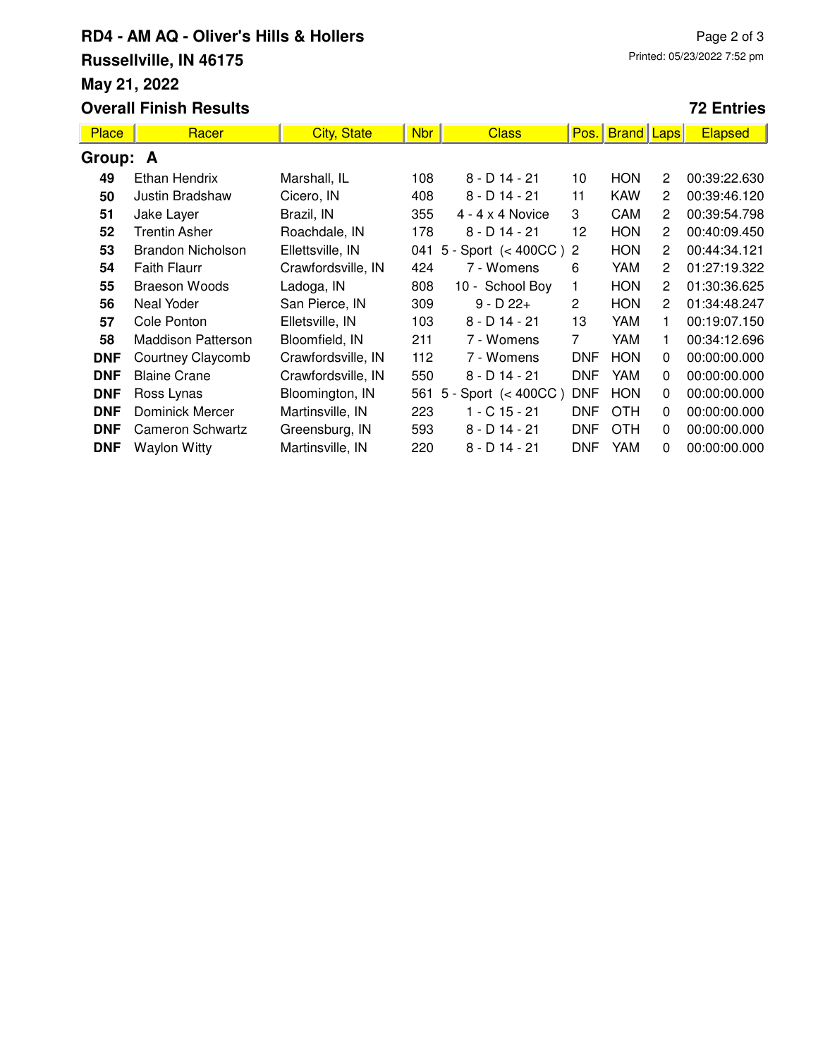# RD4 - AM AQ - Oliver's Hills & Hollers

**Russellville, IN 46175**

**May 21, 2022**

**Overall Finish Results**

Printed: 05/23/2022 7:52 pm

**72 Entries**

| Place | Racer | City, State | Nbr | Class | Pos. | Brand | Laps | Elapsed |
|---|---|---|---|---|---|---|---|---|
| **Group: A** | | | | | | | | |
| **49** | Ethan Hendrix | Marshall, IL | 108 | 8 - D 14 - 21 | 10 | HON | 2 | 00:39:22.630 |
| **50** | Justin Bradshaw | Cicero, IN | 408 | 8 - D 14 - 21 | 11 | KAW | 2 | 00:39:46.120 |
| **51** | Jake Layer | Brazil, IN | 355 | 4 - 4 x 4 Novice | 3 | CAM | 2 | 00:39:54.798 |
| **52** | Trentin Asher | Roachdale, IN | 178 | 8 - D 14 - 21 | 12 | HON | 2 | 00:40:09.450 |
| **53** | Brandon Nicholson | Ellettsville, IN | 041 | 5 - Sport (< 400CC ) | 2 | HON | 2 | 00:44:34.121 |
| **54** | Faith Flaurr | Crawfordsville, IN | 424 | 7 - Womens | 6 | YAM | 2 | 01:27:19.322 |
| **55** | Braeson Woods | Ladoga, IN | 808 | 10 - School Boy | 1 | HON | 2 | 01:30:36.625 |
| **56** | Neal Yoder | San Pierce, IN | 309 | 9 - D 22+ | 2 | HON | 2 | 01:34:48.247 |
| **57** | Cole Ponton | Elletsville, IN | 103 | 8 - D 14 - 21 | 13 | YAM | 1 | 00:19:07.150 |
| **58** | Maddison Patterson | Bloomfield, IN | 211 | 7 - Womens | 7 | YAM | 1 | 00:34:12.696 |
| **DNF** | Courtney Claycomb | Crawfordsville, IN | 112 | 7 - Womens | DNF | HON | 0 | 00:00:00.000 |
| **DNF** | Blaine Crane | Crawfordsville, IN | 550 | 8 - D 14 - 21 | DNF | YAM | 0 | 00:00:00.000 |
| **DNF** | Ross Lynas | Bloomington, IN | 561 | 5 - Sport (< 400CC ) | DNF | HON | 0 | 00:00:00.000 |
| **DNF** | Dominick Mercer | Martinsville, IN | 223 | 1 - C 15 - 21 | DNF | OTH | 0 | 00:00:00.000 |
| **DNF** | Cameron Schwartz | Greensburg, IN | 593 | 8 - D 14 - 21 | DNF | OTH | 0 | 00:00:00.000 |
| **DNF** | Waylon Witty | Martinsville, IN | 220 | 8 - D 14 - 21 | DNF | YAM | 0 | 00:00:00.000 |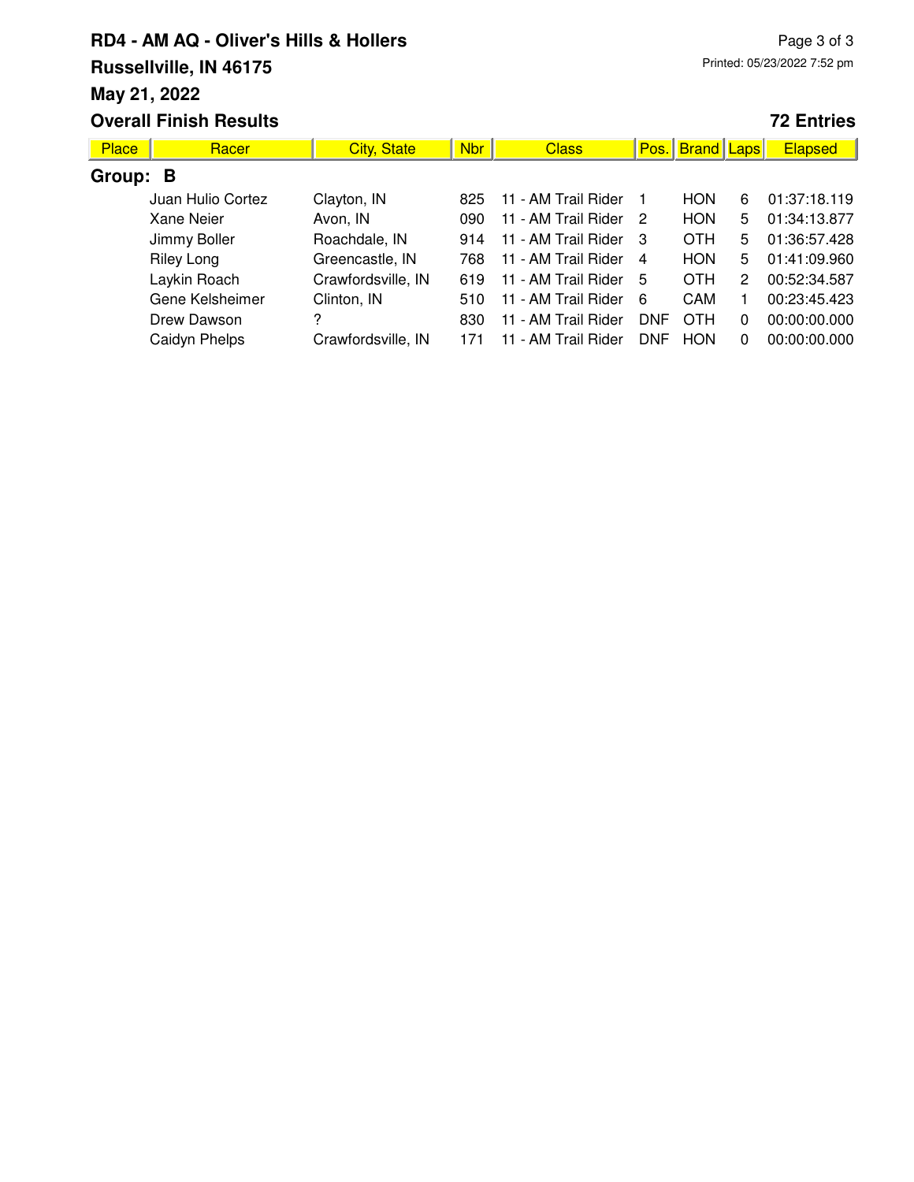# RD4 - AM AQ - Oliver's Hills & Hollers

**Russellville, IN 46175**

**May 21, 2022**

**Overall Finish Results**

**72 Entries**

Printed: 05/23/2022 7:52 pm

| Place | Racer | City, State | Nbr | Class | Pos. | Brand | Laps | Elapsed |
|---|---|---|---|---|---|---|---|---|
| **Group: B** | | | | | | | | |
| | Juan Hulio Cortez | Clayton, IN | 825 | 11 - AM Trail Rider | 1 | HON | 6 | 01:37:18.119 |
| | Xane Neier | Avon, IN | 090 | 11 - AM Trail Rider | 2 | HON | 5 | 01:34:13.877 |
| | Jimmy Boller | Roachdale, IN | 914 | 11 - AM Trail Rider | 3 | OTH | 5 | 01:36:57.428 |
| | Riley Long | Greencastle, IN | 768 | 11 - AM Trail Rider | 4 | HON | 5 | 01:41:09.960 |
| | Laykin Roach | Crawfordsville, IN | 619 | 11 - AM Trail Rider | 5 | OTH | 2 | 00:52:34.587 |
| | Gene Kelsheimer | Clinton, IN | 510 | 11 - AM Trail Rider | 6 | CAM | 1 | 00:23:45.423 |
| | Drew Dawson | ? | 830 | 11 - AM Trail Rider | DNF | OTH | 0 | 00:00:00.000 |
| | Caidyn Phelps | Crawfordsville, IN | 171 | 11 - AM Trail Rider | DNF | HON | 0 | 00:00:00.000 |